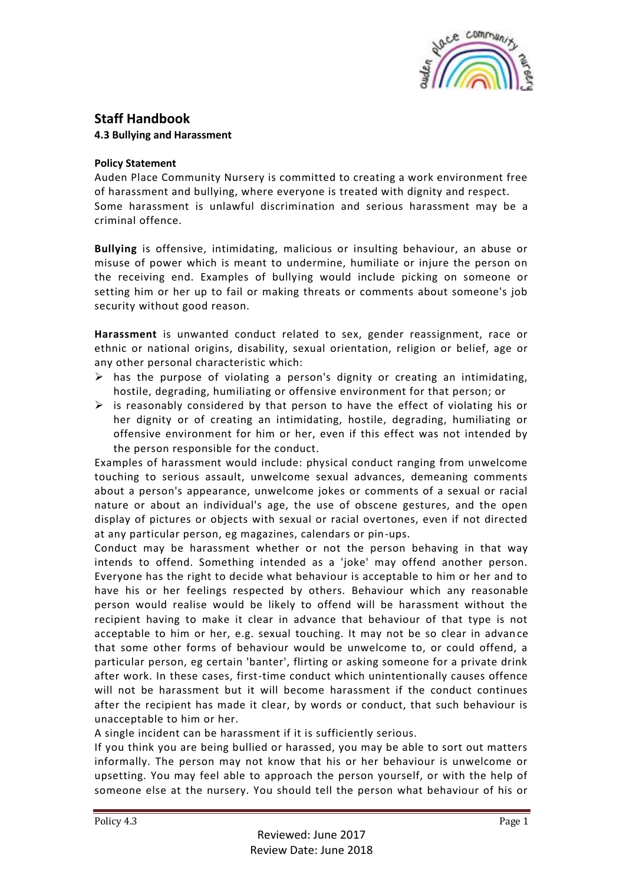# Staff Handbook

## 4.3 Bullying and Harassment

### Policy Statement

Auden Place Community Nursery is committed to creating a work environment free of harassment and bullying, where everyone is treated with dignity and respect. Some harassment is unlawful discrimination and serious harassment may be a criminal offence.

**Bullying** is offensive, intimidating, malicious or insulting behaviour, an abuse or misuse of power which is meant to undermine, humiliate or injure the person on the receiving end. Examples of bullying would include picking on someone or setting him or her up to fail or making threats or comments about someone's job security without good reason.

**Harassment** is unwanted conduct related to sex, gender reassignment, race or ethnic or national origins, disability, sexual orientation, religion or belief, age or any other personal characteristic which:

- has the purpose of violating a person's dignity or creating an intimidating, hostile, degrading, humiliating or offensive environment for that person; or
- is reasonably considered by that person to have the effect of violating his or her dignity or of creating an intimidating, hostile, degrading, humiliating or offensive environment for him or her, even if this effect was not intended by the person responsible for the conduct.

Examples of harassment would include: physical conduct ranging from unwelcome touching to serious assault, unwelcome sexual advances, demeaning comments about a person's appearance, unwelcome jokes or comments of a sexual or racial nature or about an individual's age, the use of obscene gestures, and the open display of pictures or objects with sexual or racial overtones, even if not directed at any particular person, eg magazines, calendars or pin-ups.

Conduct may be harassment whether or not the person behaving in that way intends to offend. Something intended as a 'joke' may offend another person. Everyone has the right to decide what behaviour is acceptable to him or her and to have his or her feelings respected by others. Behaviour which any reasonable person would realise would be likely to offend will be harassment without the recipient having to make it clear in advance that behaviour of that type is not acceptable to him or her, e.g. sexual touching. It may not be so clear in advance that some other forms of behaviour would be unwelcome to, or could offend, a particular person, eg certain 'banter', flirting or asking someone for a private drink after work. In these cases, first-time conduct which unintentionally causes offence will not be harassment but it will become harassment if the conduct continues after the recipient has made it clear, by words or conduct, that such behaviour is unacceptable to him or her.

A single incident can be harassment if it is sufficiently serious.

If you think you are being bullied or harassed, you may be able to sort out matters informally. The person may not know that his or her behaviour is unwelcome or upsetting. You may feel able to approach the person yourself, or with the help of someone else at the nursery. You should tell the person what behaviour of his or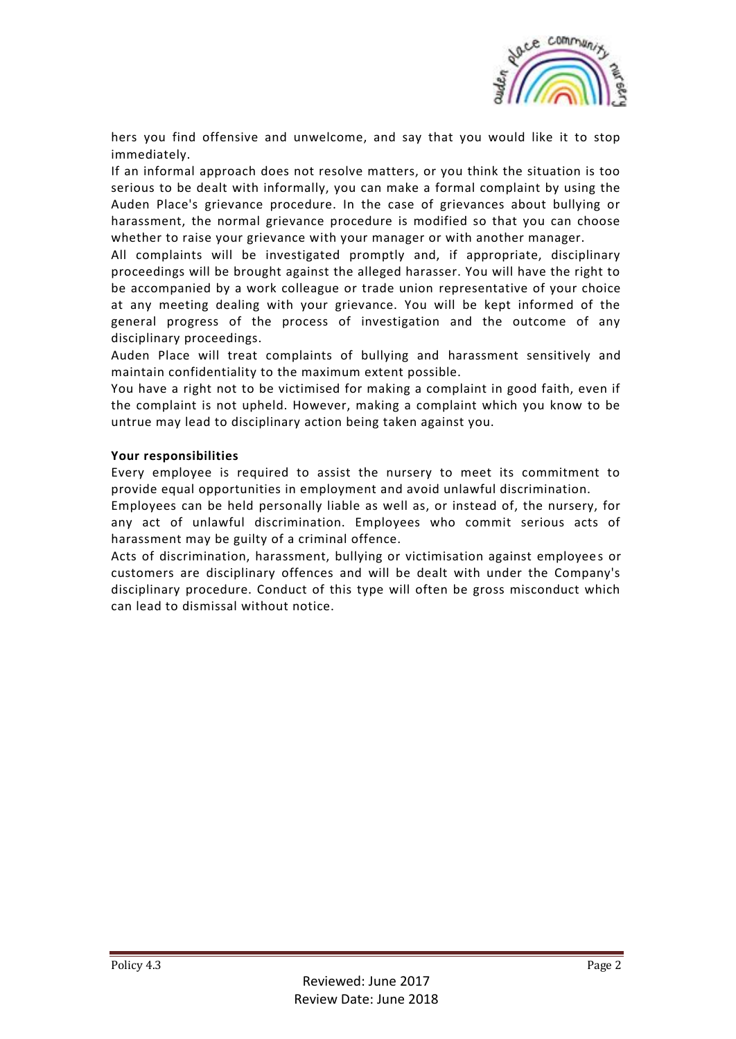hers you find offensive and unwelcome, and say that you would like it to stop immediately.

If an informal approach does not resolve matters, or you think the situation is too serious to be dealt with informally, you can make a formal complaint by using the Auden Place's grievance procedure. In the case of grievances about bullying or harassment, the normal grievance procedure is modified so that you can choose whether to raise your grievance with your manager or with another manager.

All complaints will be investigated promptly and, if appropriate, disciplinary proceedings will be brought against the alleged harasser. You will have the right to be accompanied by a work colleague or trade union representative of your choice at any meeting dealing with your grievance. You will be kept informed of the general progress of the process of investigation and the outcome of any disciplinary proceedings.

Auden Place will treat complaints of bullying and harassment sensitively and maintain confidentiality to the maximum extent possible.

You have a right not to be victimised for making a complaint in good faith, even if the complaint is not upheld. However, making a complaint which you know to be untrue may lead to disciplinary action being taken against you.

**Your responsibilities**

Every employee is required to assist the nursery to meet its commitment to provide equal opportunities in employment and avoid unlawful discrimination.

Employees can be held personally liable as well as, or instead of, the nursery, for any act of unlawful discrimination. Employees who commit serious acts of harassment may be guilty of a criminal offence.

Acts of discrimination, harassment, bullying or victimisation against employees or customers are disciplinary offences and will be dealt with under the Company's disciplinary procedure. Conduct of this type will often be gross misconduct which can lead to dismissal without notice.

Reviewed: June 2017
Review Date: June 2018